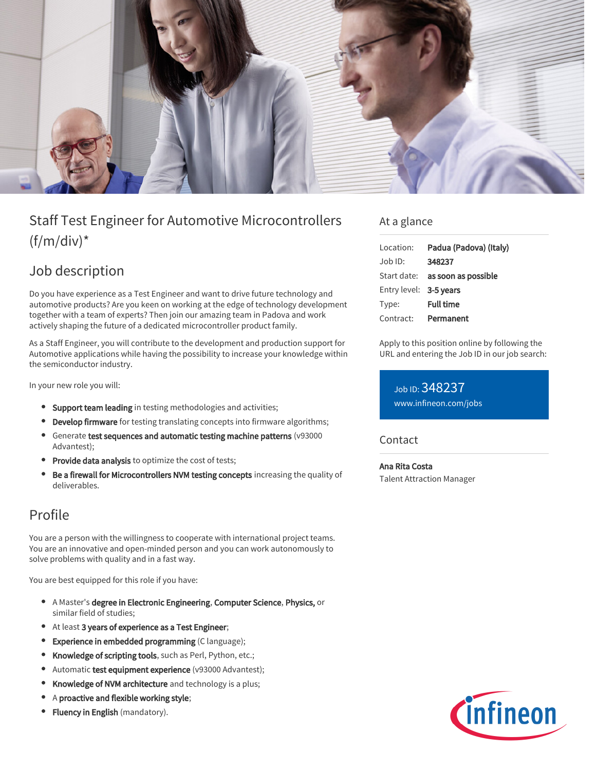# Staff Test Engineer for Automotive Microcontrollers (f/m/div)*

## Job description

Do you have experience as a Test Engineer and want to drive future technology and automotive products? Are you keen on working at the edge of technology development together with a team of experts? Then join our amazing team in Padova and work actively shaping the future of a dedicated microcontroller product family.

As a Staff Engineer, you will contribute to the development and production support for Automotive applications while having the possibility to increase your knowledge within the semiconductor industry.

In your new role you will:

- **Support team leading** in testing methodologies and activities;
- **Develop firmware** for testing translating concepts into firmware algorithms;
- Generate **test sequences and automatic testing machine patterns** (v93000 Advantest);
- **Provide data analysis** to optimize the cost of tests;
- **Be a firewall for Microcontrollers NVM testing concepts** increasing the quality of deliverables.

## Profile

You are a person with the willingness to cooperate with international project teams. You are an innovative and open-minded person and you can work autonomously to solve problems with quality and in a fast way.

You are best equipped for this role if you have:

- A Master's **degree in Electronic Engineering**, **Computer Science**, **Physics,** or similar field of studies;
- At least **3 years of experience as a Test Engineer**;
- **Experience in embedded programming** (C language);
- **Knowledge of scripting tools**, such as Perl, Python, etc.;
- Automatic **test equipment experience** (v93000 Advantest);
- **Knowledge of NVM architecture** and technology is a plus;
- A **proactive and flexible working style**;
- **Fluency in English** (mandatory).

## At a glance

| | |
|---|---|
| Location: | **Padua (Padova) (Italy)** |
| Job ID: | **348237** |
| Start date: | **as soon as possible** |
| Entry level: | **3-5 years** |
| Type: | **Full time** |
| Contract: | **Permanent** |

Apply to this position online by following the URL and entering the Job ID in our job search:

Job ID: 348237
www.infineon.com/jobs

## Contact

**Ana Rita Costa**
Talent Attraction Manager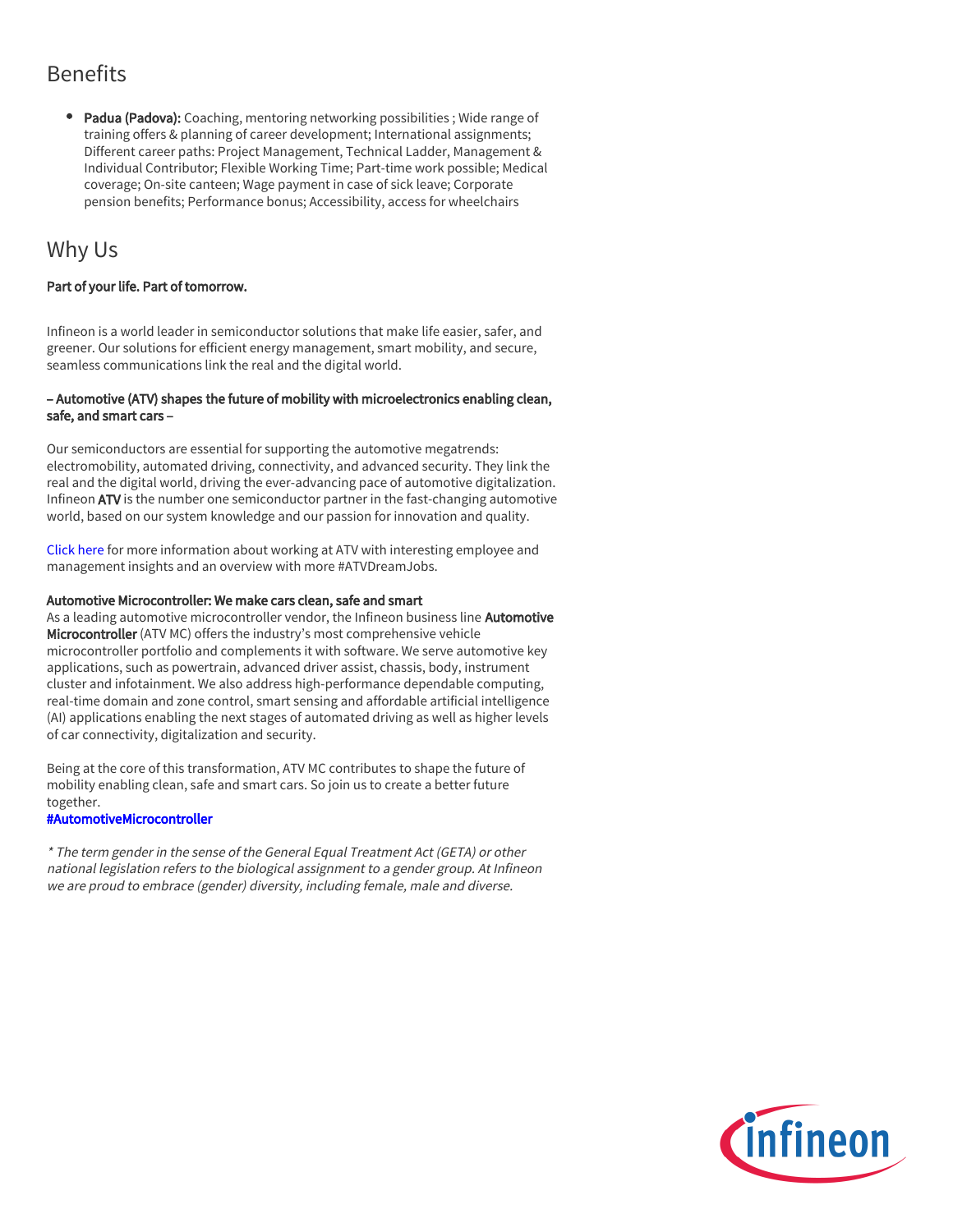## Benefits

- **Padua (Padova):** Coaching, mentoring networking possibilities ; Wide range of training offers & planning of career development; International assignments; Different career paths: Project Management, Technical Ladder, Management & Individual Contributor; Flexible Working Time; Part-time work possible; Medical coverage; On-site canteen; Wage payment in case of sick leave; Corporate pension benefits; Performance bonus; Accessibility, access for wheelchairs

## Why Us

**Part of your life. Part of tomorrow.**

Infineon is a world leader in semiconductor solutions that make life easier, safer, and greener. Our solutions for efficient energy management, smart mobility, and secure, seamless communications link the real and the digital world.

**– Automotive (ATV) shapes the future of mobility with microelectronics enabling clean, safe, and smart cars –**

Our semiconductors are essential for supporting the automotive megatrends: electromobility, automated driving, connectivity, and advanced security. They link the real and the digital world, driving the ever-advancing pace of automotive digitalization. Infineon **ATV** is the number one semiconductor partner in the fast-changing automotive world, based on our system knowledge and our passion for innovation and quality.

Click here for more information about working at ATV with interesting employee and management insights and an overview with more #ATVDreamJobs.

**Automotive Microcontroller: We make cars clean, safe and smart**
As a leading automotive microcontroller vendor, the Infineon business line **Automotive Microcontroller** (ATV MC) offers the industry's most comprehensive vehicle microcontroller portfolio and complements it with software. We serve automotive key applications, such as powertrain, advanced driver assist, chassis, body, instrument cluster and infotainment. We also address high-performance dependable computing, real-time domain and zone control, smart sensing and affordable artificial intelligence (AI) applications enabling the next stages of automated driving as well as higher levels of car connectivity, digitalization and security.

Being at the core of this transformation, ATV MC contributes to shape the future of mobility enabling clean, safe and smart cars. So join us to create a better future together.
**#AutomotiveMicrocontroller**

*\* The term gender in the sense of the General Equal Treatment Act (GETA) or other national legislation refers to the biological assignment to a gender group. At Infineon we are proud to embrace (gender) diversity, including female, male and diverse.*